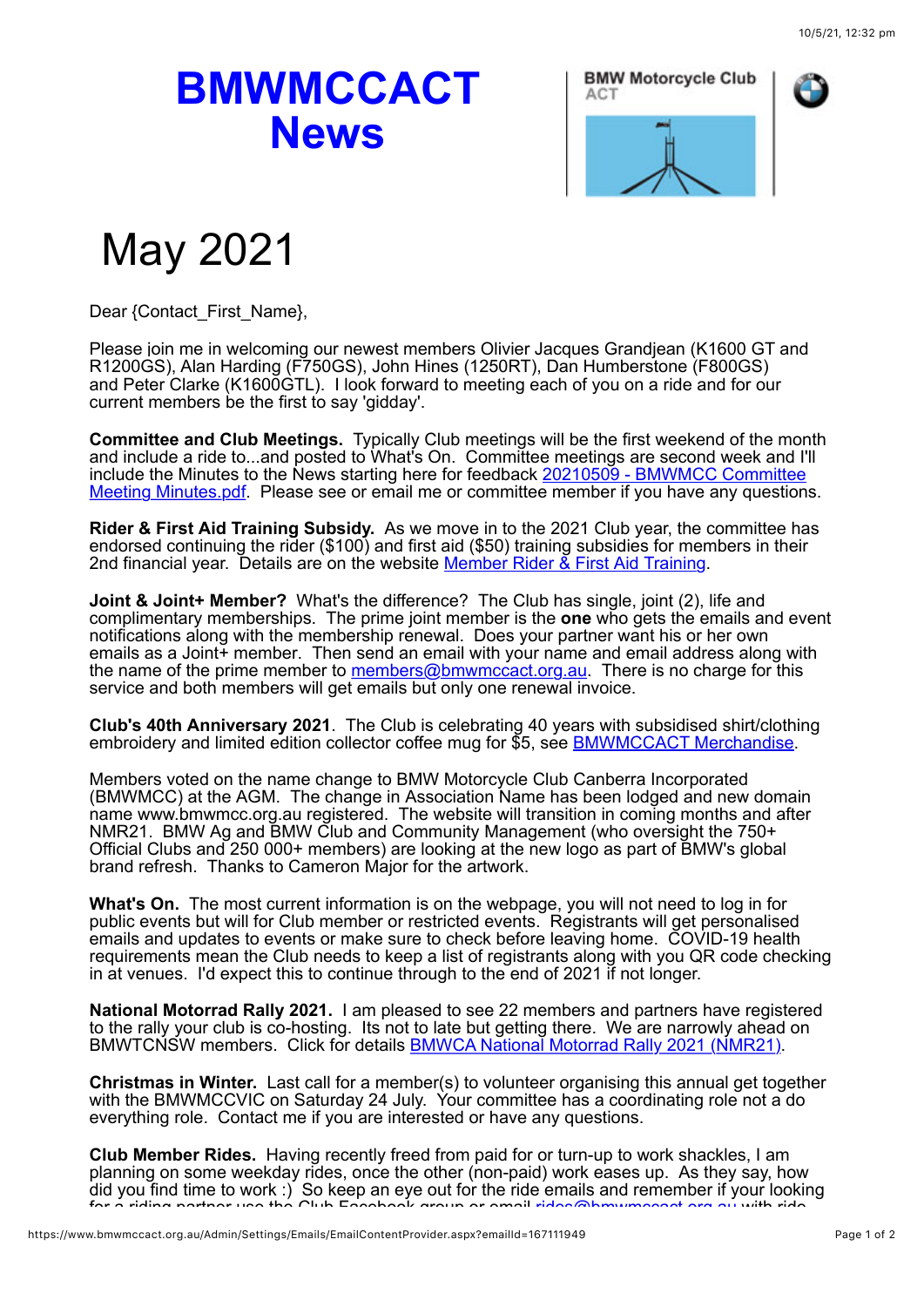# BMWMCCACT News

BMW Motorcycle Club ACT

# May 2021

Dear {Contact_First_Name},

Please join me in welcoming our newest members Olivier Jacques Grandjean (K1600 GT and R1200GS), Alan Harding (F750GS), John Hines (1250RT), Dan Humberstone (F800GS) and Peter Clarke (K1600GTL). I look forward to meeting each of you on a ride and for our current members be the first to say 'gidday'.

**Committee and Club Meetings.** Typically Club meetings will be the first weekend of the month and include a ride to...and posted to What's On. Committee meetings are second week and I'll include the Minutes to the News starting here for feedback 20210509 - BMWMCC Committee Meeting Minutes.pdf. Please see or email me or committee member if you have any questions.

**Rider & First Aid Training Subsidy.** As we move in to the 2021 Club year, the committee has endorsed continuing the rider ($100) and first aid ($50) training subsidies for members in their 2nd financial year. Details are on the website Member Rider & First Aid Training.

**Joint & Joint+ Member?** What's the difference? The Club has single, joint (2), life and complimentary memberships. The prime joint member is the **one** who gets the emails and event notifications along with the membership renewal. Does your partner want his or her own emails as a Joint+ member. Then send an email with your name and email address along with the name of the prime member to members@bmwmccact.org.au. There is no charge for this service and both members will get emails but only one renewal invoice.

**Club's 40th Anniversary 2021**. The Club is celebrating 40 years with subsidised shirt/clothing embroidery and limited edition collector coffee mug for $5, see BMWMCCACT Merchandise.

Members voted on the name change to BMW Motorcycle Club Canberra Incorporated (BMWMCC) at the AGM. The change in Association Name has been lodged and new domain name www.bmwmcc.org.au registered. The website will transition in coming months and after NMR21. BMW Ag and BMW Club and Community Management (who oversight the 750+ Official Clubs and 250 000+ members) are looking at the new logo as part of BMW's global brand refresh. Thanks to Cameron Major for the artwork.

**What's On.** The most current information is on the webpage, you will not need to log in for public events but will for Club member or restricted events. Registrants will get personalised emails and updates to events or make sure to check before leaving home. COVID-19 health requirements mean the Club needs to keep a list of registrants along with you QR code checking in at venues. I'd expect this to continue through to the end of 2021 if not longer.

**National Motorrad Rally 2021.** I am pleased to see 22 members and partners have registered to the rally your club is co-hosting. Its not to late but getting there. We are narrowly ahead on BMWTCNSW members. Click for details BMWCA National Motorrad Rally 2021 (NMR21).

**Christmas in Winter.** Last call for a member(s) to volunteer organising this annual get together with the BMWMCCVIC on Saturday 24 July. Your committee has a coordinating role not a do everything role. Contact me if you are interested or have any questions.

**Club Member Rides.** Having recently freed from paid for or turn-up to work shackles, I am planning on some weekday rides, once the other (non-paid) work eases up. As they say, how did you find time to work :) So keep an eye out for the ride emails and remember if your looking for a riding partner use the Club Facebook group or email rides@bmwmccact.org.au with ride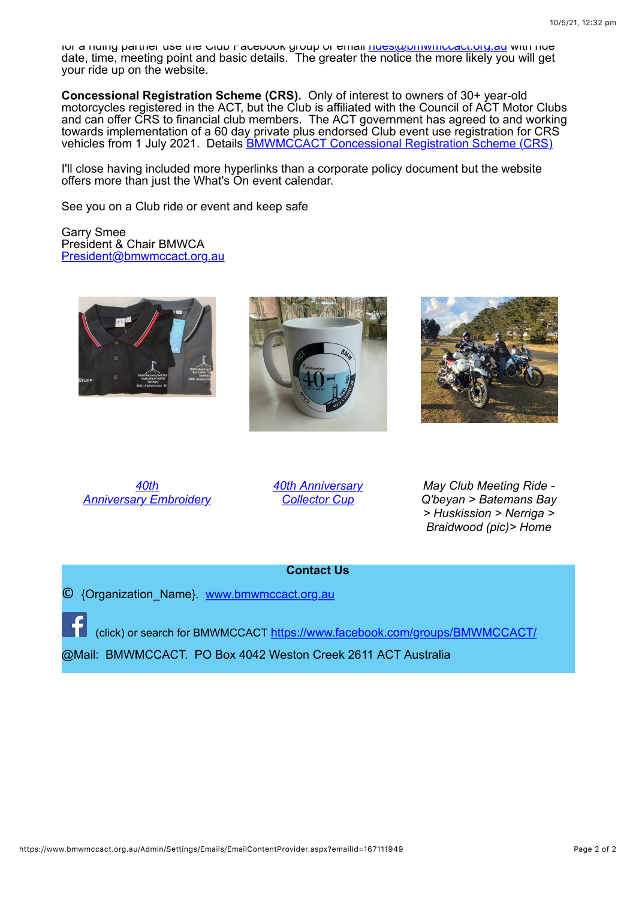for a riding partner use the Club Facebook group or email [rides@bmwmccact.org.au](mailto:rides@bmwmccact.org.au) with ride date, time, meeting point and basic details. The greater the notice the more likely you will get your ride up on the website.

**Concessional Registration Scheme (CRS).** Only of interest to owners of 30+ year-old motorcycles registered in the ACT, but the Club is affiliated with the Council of ACT Motor Clubs and can offer CRS to financial club members. The ACT government has agreed to and working towards implementation of a 60 day private plus endorsed Club event use registration for CRS vehicles from 1 July 2021. Details [BMWMCCACT Concessional Registration Scheme (CRS)]()

I'll close having included more hyperlinks than a corporate policy document but the website offers more than just the What's On event calendar.

See you on a Club ride or event and keep safe

Garry Smee
President & Chair BMWCA
[President@bmwmccact.org.au](mailto:President@bmwmccact.org.au)

*[40th Anniversary Embroidery]()*

*[40th Anniversary Collector Cup]()*

*May Club Meeting Ride - Q'beyan > Batemans Bay > Huskisson > Nerriga > Braidwood (pic)> Home*

**Contact Us**

© {Organization_Name}. [www.bmwmccact.org.au](http://www.bmwmccact.org.au)

(click) or search for BMWMCCACT [https://www.facebook.com/groups/BMWMCCACT/](https://www.facebook.com/groups/BMWMCCACT/)

@Mail: BMWMCCACT. PO Box 4042 Weston Creek 2611 ACT Australia